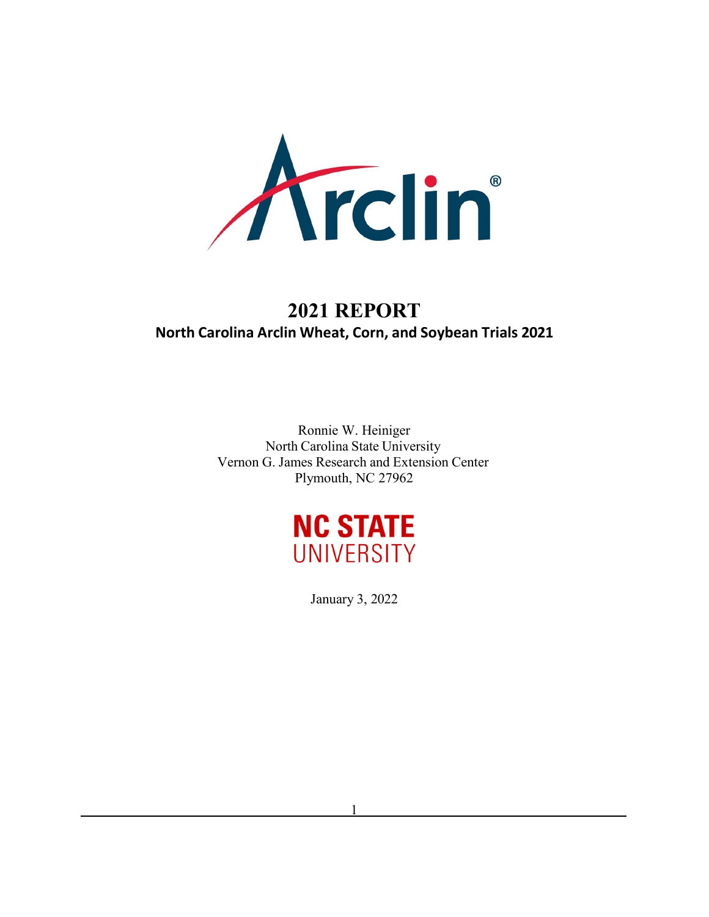# 2021 REPORT

## North Carolina Arclin Wheat, Corn, and Soybean Trials 2021

Ronnie W. Heiniger
North Carolina State University
Vernon G. James Research and Extension Center
Plymouth, NC 27962

NC STATE
UNIVERSITY

January 3, 2022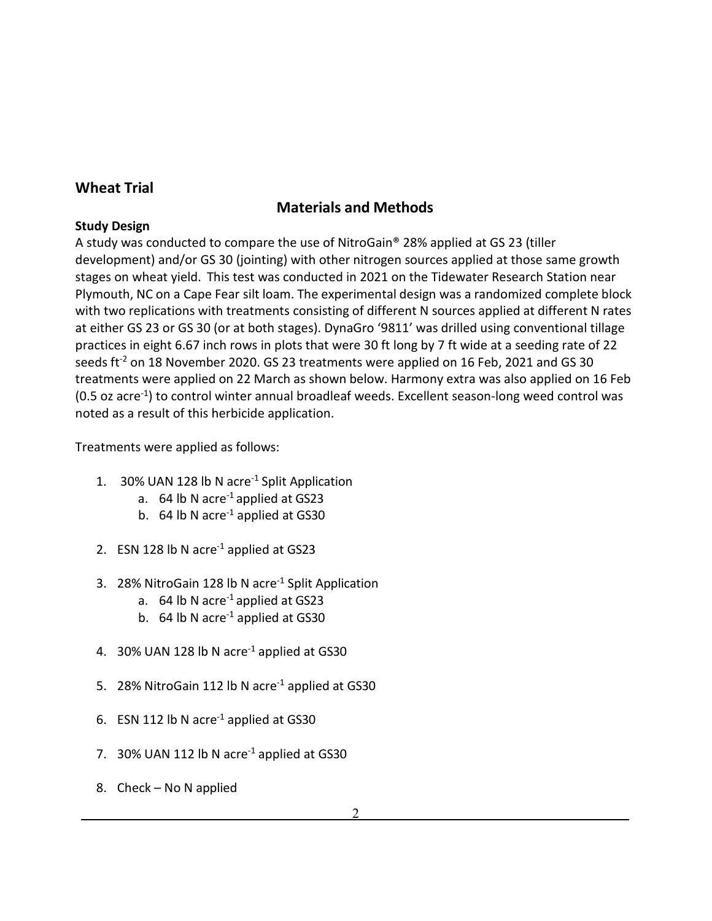## Wheat Trial

### Materials and Methods

**Study Design**

A study was conducted to compare the use of NitroGain® 28% applied at GS 23 (tiller development) and/or GS 30 (jointing) with other nitrogen sources applied at those same growth stages on wheat yield. This test was conducted in 2021 on the Tidewater Research Station near Plymouth, NC on a Cape Fear silt loam. The experimental design was a randomized complete block with two replications with treatments consisting of different N sources applied at different N rates at either GS 23 or GS 30 (or at both stages). DynaGro '9811' was drilled using conventional tillage practices in eight 6.67 inch rows in plots that were 30 ft long by 7 ft wide at a seeding rate of 22 seeds ft$^{-2}$ on 18 November 2020. GS 23 treatments were applied on 16 Feb, 2021 and GS 30 treatments were applied on 22 March as shown below. Harmony extra was also applied on 16 Feb (0.5 oz acre$^{-1}$) to control winter annual broadleaf weeds. Excellent season-long weed control was noted as a result of this herbicide application.

Treatments were applied as follows:

1. 30% UAN 128 lb N acre$^{-1}$ Split Application
   a. 64 lb N acre$^{-1}$ applied at GS23
   b. 64 lb N acre$^{-1}$ applied at GS30
2. ESN 128 lb N acre$^{-1}$ applied at GS23
3. 28% NitroGain 128 lb N acre$^{-1}$ Split Application
   a. 64 lb N acre$^{-1}$ applied at GS23
   b. 64 lb N acre$^{-1}$ applied at GS30
4. 30% UAN 128 lb N acre$^{-1}$ applied at GS30
5. 28% NitroGain 112 lb N acre$^{-1}$ applied at GS30
6. ESN 112 lb N acre$^{-1}$ applied at GS30
7. 30% UAN 112 lb N acre$^{-1}$ applied at GS30
8. Check – No N applied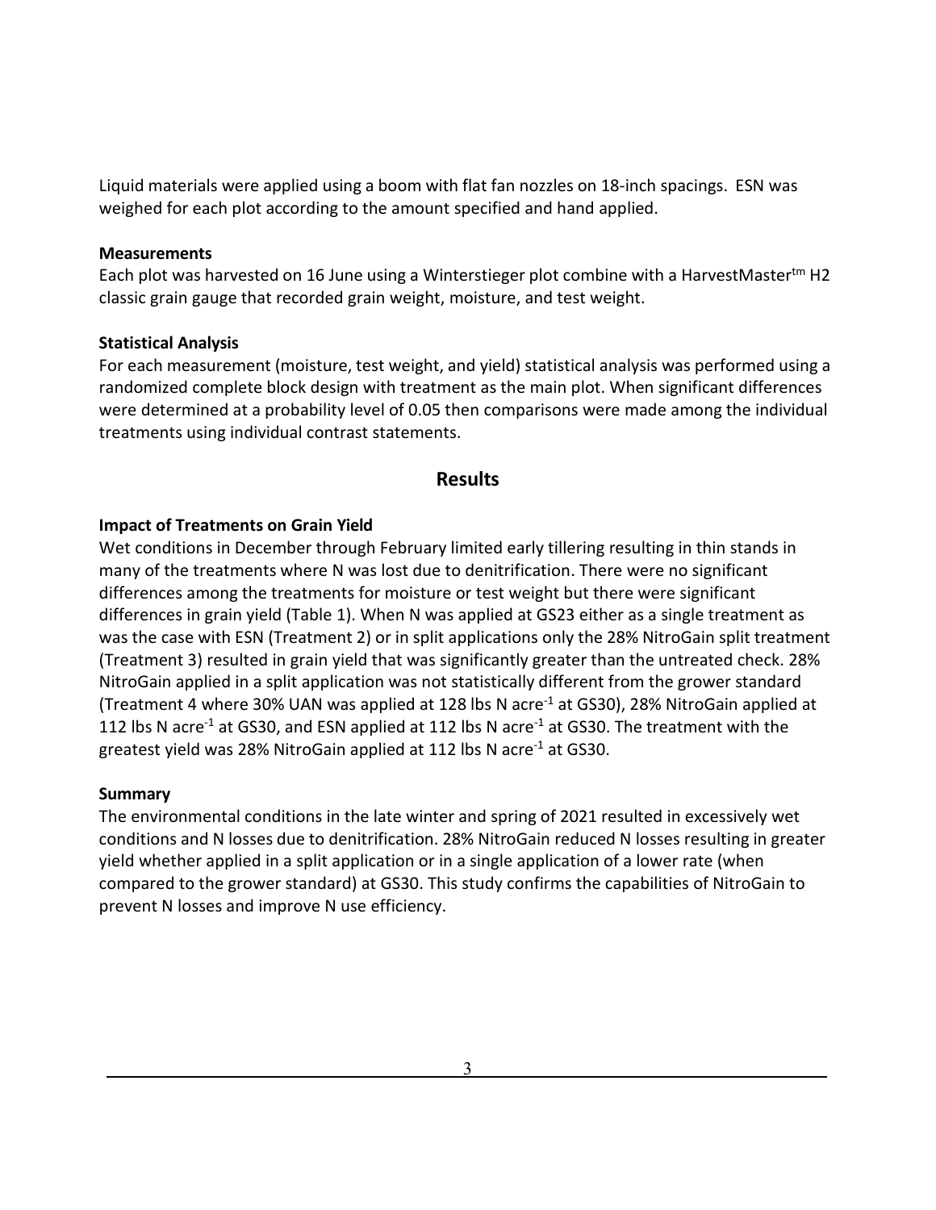Liquid materials were applied using a boom with flat fan nozzles on 18-inch spacings. ESN was weighed for each plot according to the amount specified and hand applied.

**Measurements**

Each plot was harvested on 16 June using a Winterstieger plot combine with a HarvestMaster$^{tm}$ H2 classic grain gauge that recorded grain weight, moisture, and test weight.

**Statistical Analysis**

For each measurement (moisture, test weight, and yield) statistical analysis was performed using a randomized complete block design with treatment as the main plot. When significant differences were determined at a probability level of 0.05 then comparisons were made among the individual treatments using individual contrast statements.

## Results

**Impact of Treatments on Grain Yield**

Wet conditions in December through February limited early tillering resulting in thin stands in many of the treatments where N was lost due to denitrification. There were no significant differences among the treatments for moisture or test weight but there were significant differences in grain yield (Table 1). When N was applied at GS23 either as a single treatment as was the case with ESN (Treatment 2) or in split applications only the 28% NitroGain split treatment (Treatment 3) resulted in grain yield that was significantly greater than the untreated check. 28% NitroGain applied in a split application was not statistically different from the grower standard (Treatment 4 where 30% UAN was applied at 128 lbs N acre$^{-1}$ at GS30), 28% NitroGain applied at 112 lbs N acre$^{-1}$ at GS30, and ESN applied at 112 lbs N acre$^{-1}$ at GS30. The treatment with the greatest yield was 28% NitroGain applied at 112 lbs N acre$^{-1}$ at GS30.

**Summary**

The environmental conditions in the late winter and spring of 2021 resulted in excessively wet conditions and N losses due to denitrification. 28% NitroGain reduced N losses resulting in greater yield whether applied in a split application or in a single application of a lower rate (when compared to the grower standard) at GS30. This study confirms the capabilities of NitroGain to prevent N losses and improve N use efficiency.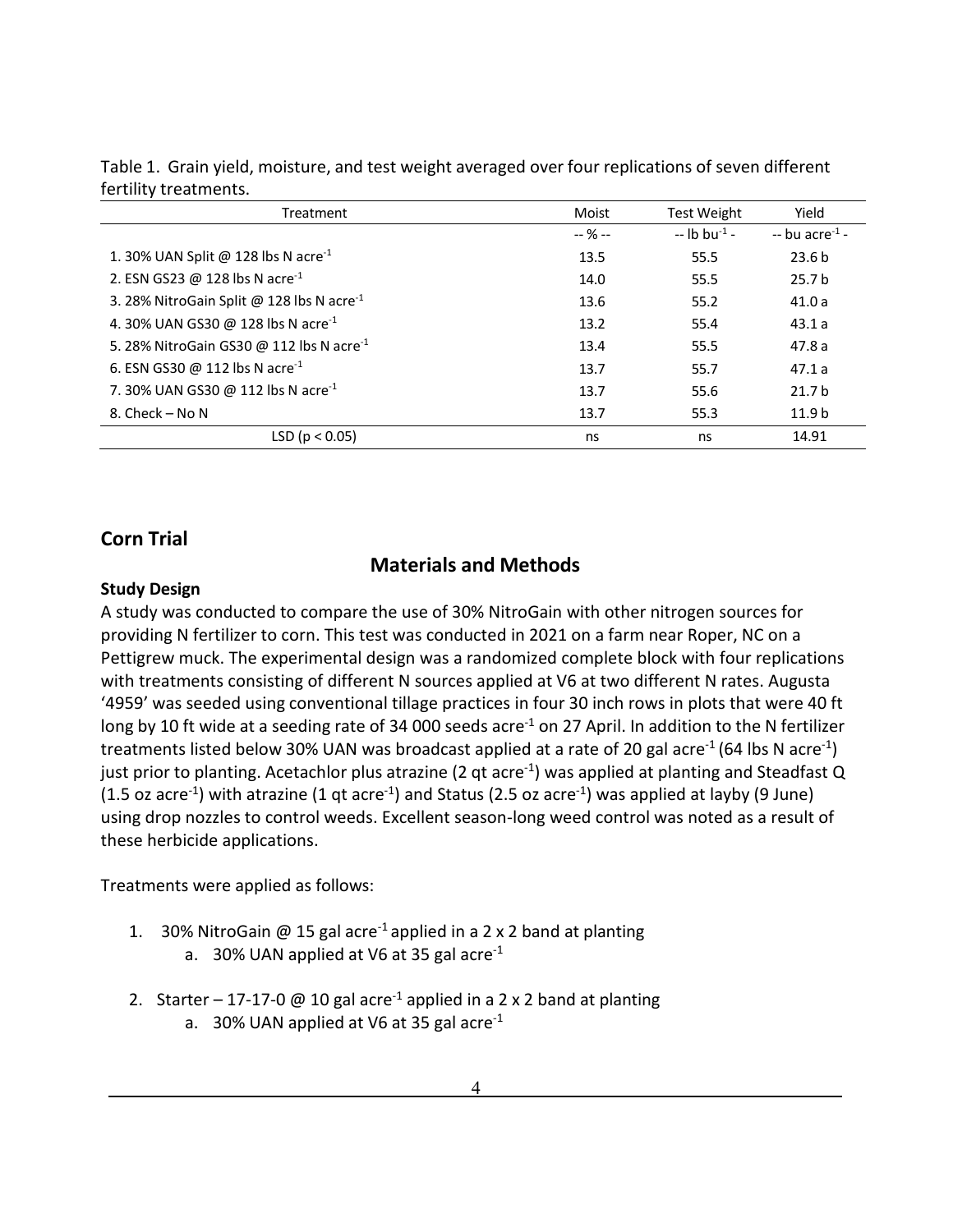Table 1. Grain yield, moisture, and test weight averaged over four replications of seven different fertility treatments.

| Treatment | Moist | Test Weight | Yield |
|---|---|---|---|
| | -- % -- | -- lb bu$^{-1}$ - | -- bu acre$^{-1}$ - |
| 1. 30% UAN Split @ 128 lbs N acre$^{-1}$ | 13.5 | 55.5 | 23.6 b |
| 2. ESN GS23 @ 128 lbs N acre$^{-1}$ | 14.0 | 55.5 | 25.7 b |
| 3. 28% NitroGain Split @ 128 lbs N acre$^{-1}$ | 13.6 | 55.2 | 41.0 a |
| 4. 30% UAN GS30 @ 128 lbs N acre$^{-1}$ | 13.2 | 55.4 | 43.1 a |
| 5. 28% NitroGain GS30 @ 112 lbs N acre$^{-1}$ | 13.4 | 55.5 | 47.8 a |
| 6. ESN GS30 @ 112 lbs N acre$^{-1}$ | 13.7 | 55.7 | 47.1 a |
| 7. 30% UAN GS30 @ 112 lbs N acre$^{-1}$ | 13.7 | 55.6 | 21.7 b |
| 8. Check – No N | 13.7 | 55.3 | 11.9 b |
| LSD ($p < 0.05$) | ns | ns | 14.91 |

## Corn Trial

### Materials and Methods

**Study Design**

A study was conducted to compare the use of 30% NitroGain with other nitrogen sources for providing N fertilizer to corn. This test was conducted in 2021 on a farm near Roper, NC on a Pettigrew muck. The experimental design was a randomized complete block with four replications with treatments consisting of different N sources applied at V6 at two different N rates. Augusta '4959' was seeded using conventional tillage practices in four 30 inch rows in plots that were 40 ft long by 10 ft wide at a seeding rate of 34 000 seeds acre$^{-1}$ on 27 April. In addition to the N fertilizer treatments listed below 30% UAN was broadcast applied at a rate of 20 gal acre$^{-1}$ (64 lbs N acre$^{-1}$) just prior to planting. Acetachlor plus atrazine (2 qt acre$^{-1}$) was applied at planting and Steadfast Q (1.5 oz acre$^{-1}$) with atrazine (1 qt acre$^{-1}$) and Status (2.5 oz acre$^{-1}$) was applied at layby (9 June) using drop nozzles to control weeds. Excellent season-long weed control was noted as a result of these herbicide applications.

Treatments were applied as follows:

1. 30% NitroGain @ 15 gal acre$^{-1}$ applied in a 2 x 2 band at planting
    a. 30% UAN applied at V6 at 35 gal acre$^{-1}$

2. Starter – 17-17-0 @ 10 gal acre$^{-1}$ applied in a 2 x 2 band at planting
    a. 30% UAN applied at V6 at 35 gal acre$^{-1}$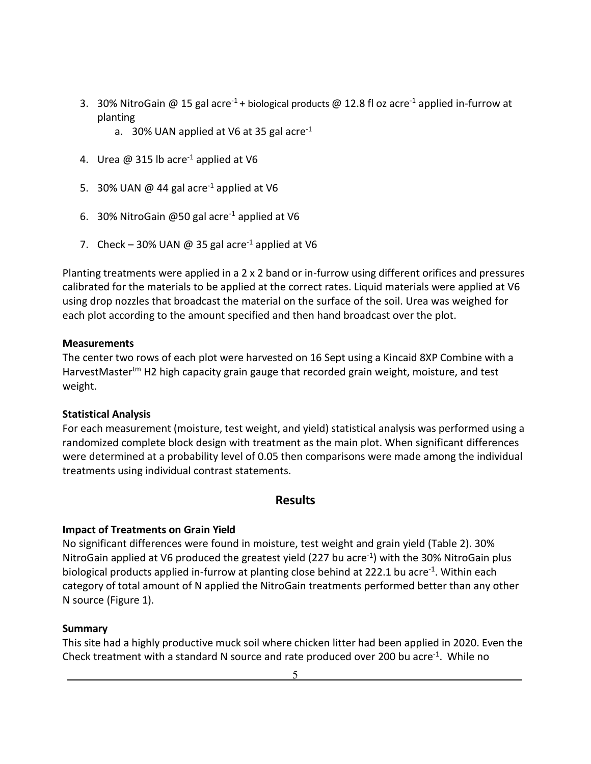3. 30% NitroGain @ 15 gal acre$^{-1}$ + biological products @ 12.8 fl oz acre$^{-1}$ applied in-furrow at planting
    a. 30% UAN applied at V6 at 35 gal acre$^{-1}$

4. Urea @ 315 lb acre$^{-1}$ applied at V6

5. 30% UAN @ 44 gal acre$^{-1}$ applied at V6

6. 30% NitroGain @50 gal acre$^{-1}$ applied at V6

7. Check – 30% UAN @ 35 gal acre$^{-1}$ applied at V6

Planting treatments were applied in a 2 x 2 band or in-furrow using different orifices and pressures calibrated for the materials to be applied at the correct rates. Liquid materials were applied at V6 using drop nozzles that broadcast the material on the surface of the soil. Urea was weighed for each plot according to the amount specified and then hand broadcast over the plot.

**Measurements**

The center two rows of each plot were harvested on 16 Sept using a Kincaid 8XP Combine with a HarvestMaster$^{tm}$ H2 high capacity grain gauge that recorded grain weight, moisture, and test weight.

**Statistical Analysis**

For each measurement (moisture, test weight, and yield) statistical analysis was performed using a randomized complete block design with treatment as the main plot. When significant differences were determined at a probability level of 0.05 then comparisons were made among the individual treatments using individual contrast statements.

## Results

**Impact of Treatments on Grain Yield**

No significant differences were found in moisture, test weight and grain yield (Table 2). 30% NitroGain applied at V6 produced the greatest yield (227 bu acre$^{-1}$) with the 30% NitroGain plus biological products applied in-furrow at planting close behind at 222.1 bu acre$^{-1}$. Within each category of total amount of N applied the NitroGain treatments performed better than any other N source (Figure 1).

**Summary**

This site had a highly productive muck soil where chicken litter had been applied in 2020. Even the Check treatment with a standard N source and rate produced over 200 bu acre$^{-1}$. While no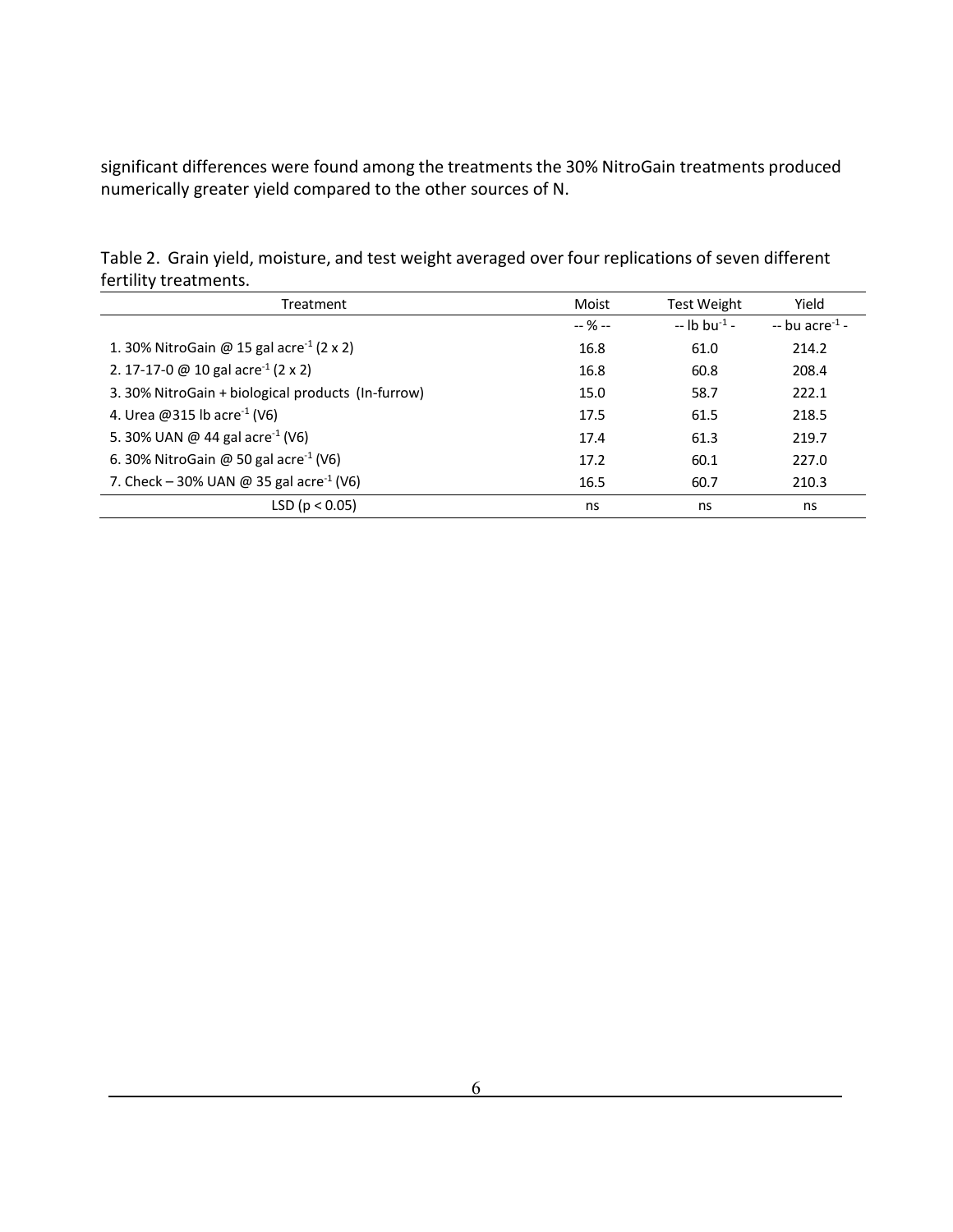significant differences were found among the treatments the 30% NitroGain treatments produced numerically greater yield compared to the other sources of N.

Table 2. Grain yield, moisture, and test weight averaged over four replications of seven different fertility treatments.

| Treatment | Moist | Test Weight | Yield |
|---|---|---|---|
| | -- % -- | -- lb bu$^{-1}$ - | -- bu acre$^{-1}$ - |
| 1. 30% NitroGain @ 15 gal acre$^{-1}$ (2 x 2) | 16.8 | 61.0 | 214.2 |
| 2. 17-17-0 @ 10 gal acre$^{-1}$ (2 x 2) | 16.8 | 60.8 | 208.4 |
| 3. 30% NitroGain + biological products (In-furrow) | 15.0 | 58.7 | 222.1 |
| 4. Urea @315 lb acre$^{-1}$ (V6) | 17.5 | 61.5 | 218.5 |
| 5. 30% UAN @ 44 gal acre$^{-1}$ (V6) | 17.4 | 61.3 | 219.7 |
| 6. 30% NitroGain @ 50 gal acre$^{-1}$ (V6) | 17.2 | 60.1 | 227.0 |
| 7. Check – 30% UAN @ 35 gal acre$^{-1}$ (V6) | 16.5 | 60.7 | 210.3 |
| LSD ($p < 0.05$) | ns | ns | ns |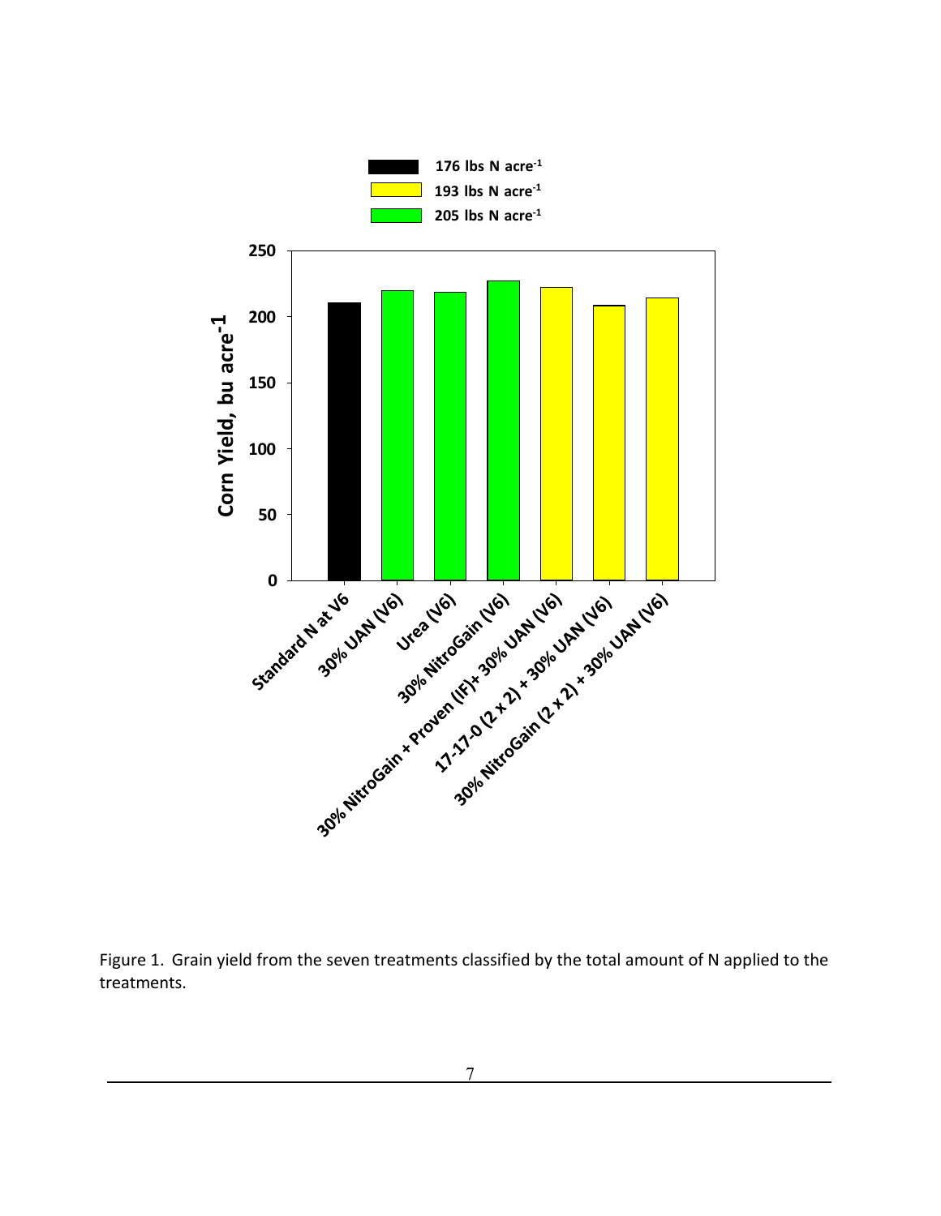Figure 1. Grain yield from the seven treatments classified by the total amount of N applied to the treatments.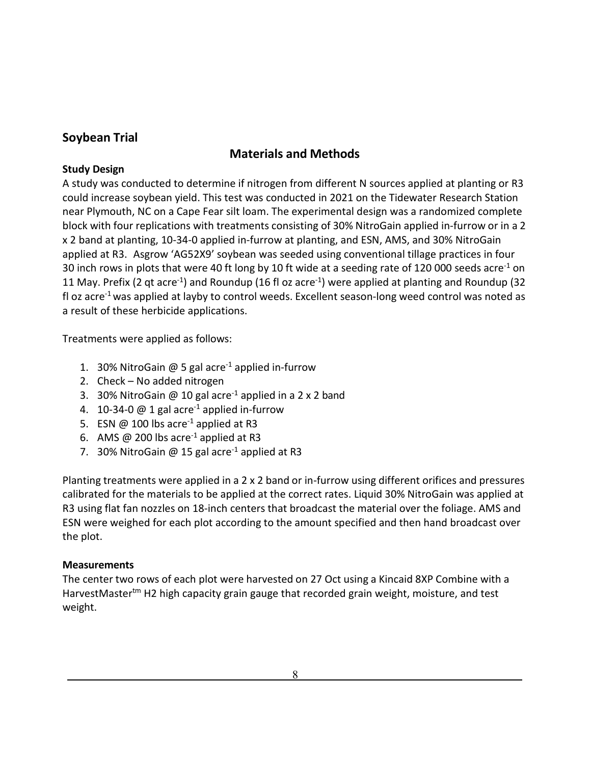## Soybean Trial

### Materials and Methods

**Study Design**

A study was conducted to determine if nitrogen from different N sources applied at planting or R3 could increase soybean yield. This test was conducted in 2021 on the Tidewater Research Station near Plymouth, NC on a Cape Fear silt loam. The experimental design was a randomized complete block with four replications with treatments consisting of 30% NitroGain applied in-furrow or in a 2 x 2 band at planting, 10-34-0 applied in-furrow at planting, and ESN, AMS, and 30% NitroGain applied at R3. Asgrow 'AG52X9' soybean was seeded using conventional tillage practices in four 30 inch rows in plots that were 40 ft long by 10 ft wide at a seeding rate of 120 000 seeds acre$^{-1}$ on 11 May. Prefix (2 qt acre$^{-1}$) and Roundup (16 fl oz acre$^{-1}$) were applied at planting and Roundup (32 fl oz acre$^{-1}$ was applied at layby to control weeds. Excellent season-long weed control was noted as a result of these herbicide applications.

Treatments were applied as follows:

1. 30% NitroGain @ 5 gal acre$^{-1}$ applied in-furrow
2. Check – No added nitrogen
3. 30% NitroGain @ 10 gal acre$^{-1}$ applied in a 2 x 2 band
4. 10-34-0 @ 1 gal acre$^{-1}$ applied in-furrow
5. ESN @ 100 lbs acre$^{-1}$ applied at R3
6. AMS @ 200 lbs acre$^{-1}$ applied at R3
7. 30% NitroGain @ 15 gal acre$^{-1}$ applied at R3

Planting treatments were applied in a 2 x 2 band or in-furrow using different orifices and pressures calibrated for the materials to be applied at the correct rates. Liquid 30% NitroGain was applied at R3 using flat fan nozzles on 18-inch centers that broadcast the material over the foliage. AMS and ESN were weighed for each plot according to the amount specified and then hand broadcast over the plot.

**Measurements**

The center two rows of each plot were harvested on 27 Oct using a Kincaid 8XP Combine with a HarvestMaster$^{tm}$ H2 high capacity grain gauge that recorded grain weight, moisture, and test weight.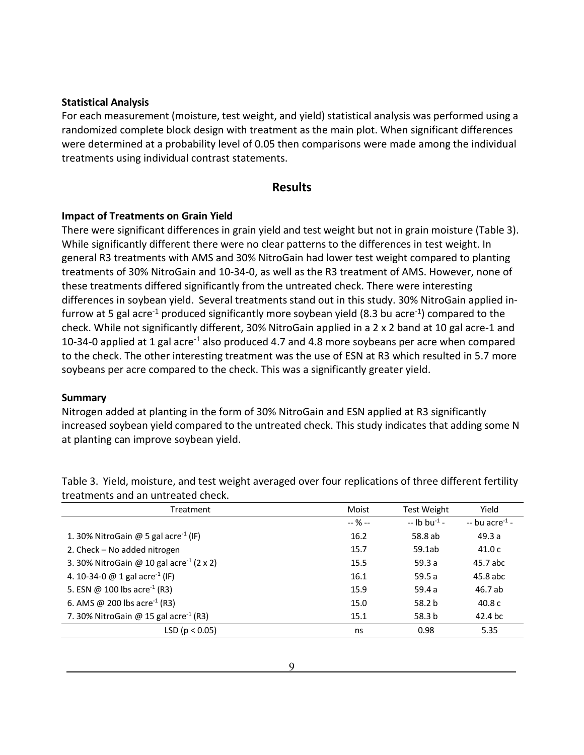### Statistical Analysis

For each measurement (moisture, test weight, and yield) statistical analysis was performed using a randomized complete block design with treatment as the main plot. When significant differences were determined at a probability level of 0.05 then comparisons were made among the individual treatments using individual contrast statements.

## Results

### Impact of Treatments on Grain Yield

There were significant differences in grain yield and test weight but not in grain moisture (Table 3). While significantly different there were no clear patterns to the differences in test weight. In general R3 treatments with AMS and 30% NitroGain had lower test weight compared to planting treatments of 30% NitroGain and 10-34-0, as well as the R3 treatment of AMS. However, none of these treatments differed significantly from the untreated check. There were interesting differences in soybean yield. Several treatments stand out in this study. 30% NitroGain applied in-furrow at 5 gal acre$^{-1}$ produced significantly more soybean yield (8.3 bu acre$^{-1}$) compared to the check. While not significantly different, 30% NitroGain applied in a 2 x 2 band at 10 gal acre-1 and 10-34-0 applied at 1 gal acre$^{-1}$ also produced 4.7 and 4.8 more soybeans per acre when compared to the check. The other interesting treatment was the use of ESN at R3 which resulted in 5.7 more soybeans per acre compared to the check. This was a significantly greater yield.

### Summary

Nitrogen added at planting in the form of 30% NitroGain and ESN applied at R3 significantly increased soybean yield compared to the untreated check. This study indicates that adding some N at planting can improve soybean yield.

Table 3. Yield, moisture, and test weight averaged over four replications of three different fertility treatments and an untreated check.

| Treatment | Moist | Test Weight | Yield |
|---|---|---|---|
| | -- % -- | -- lb bu$^{-1}$ - | -- bu acre$^{-1}$ - |
| 1. 30% NitroGain @ 5 gal acre$^{-1}$ (IF) | 16.2 | 58.8 ab | 49.3 a |
| 2. Check – No added nitrogen | 15.7 | 59.1ab | 41.0 c |
| 3. 30% NitroGain @ 10 gal acre$^{-1}$ (2 x 2) | 15.5 | 59.3 a | 45.7 abc |
| 4. 10-34-0 @ 1 gal acre$^{-1}$ (IF) | 16.1 | 59.5 a | 45.8 abc |
| 5. ESN @ 100 lbs acre$^{-1}$ (R3) | 15.9 | 59.4 a | 46.7 ab |
| 6. AMS @ 200 lbs acre$^{-1}$ (R3) | 15.0 | 58.2 b | 40.8 c |
| 7. 30% NitroGain @ 15 gal acre$^{-1}$ (R3) | 15.1 | 58.3 b | 42.4 bc |
| LSD ($p < 0.05$) | ns | 0.98 | 5.35 |